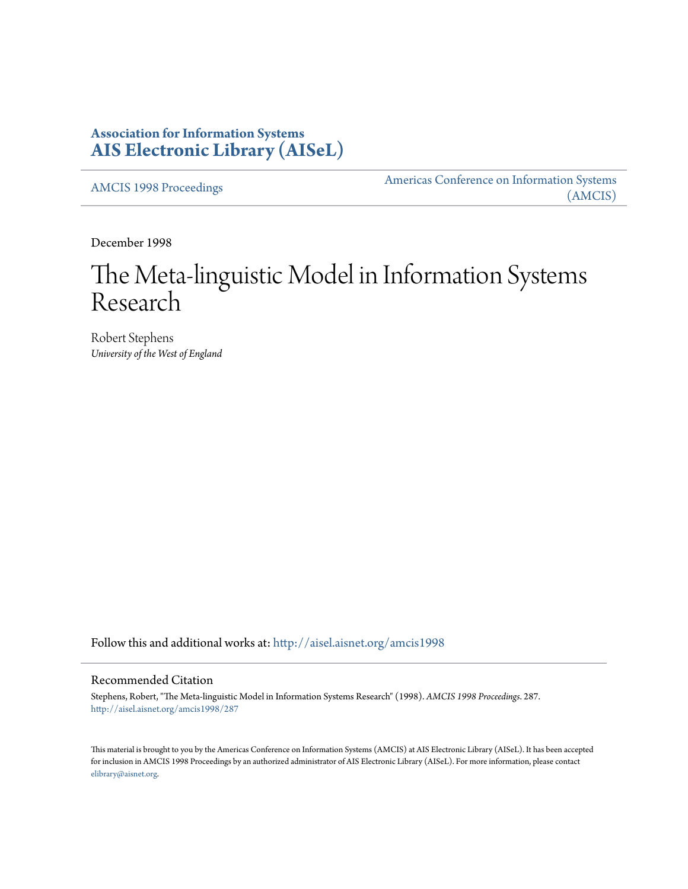**Association for Information Systems**
**AIS Electronic Library (AISeL)**

AMCIS 1998 Proceedings

Americas Conference on Information Systems (AMCIS)

December 1998

# The Meta-linguistic Model in Information Systems Research

Robert Stephens
*University of the West of England*

Follow this and additional works at: http://aisel.aisnet.org/amcis1998

## Recommended Citation

Stephens, Robert, "The Meta-linguistic Model in Information Systems Research" (1998). *AMCIS 1998 Proceedings*. 287.
http://aisel.aisnet.org/amcis1998/287

This material is brought to you by the Americas Conference on Information Systems (AMCIS) at AIS Electronic Library (AISeL). It has been accepted for inclusion in AMCIS 1998 Proceedings by an authorized administrator of AIS Electronic Library (AISeL). For more information, please contact elibrary@aisnet.org.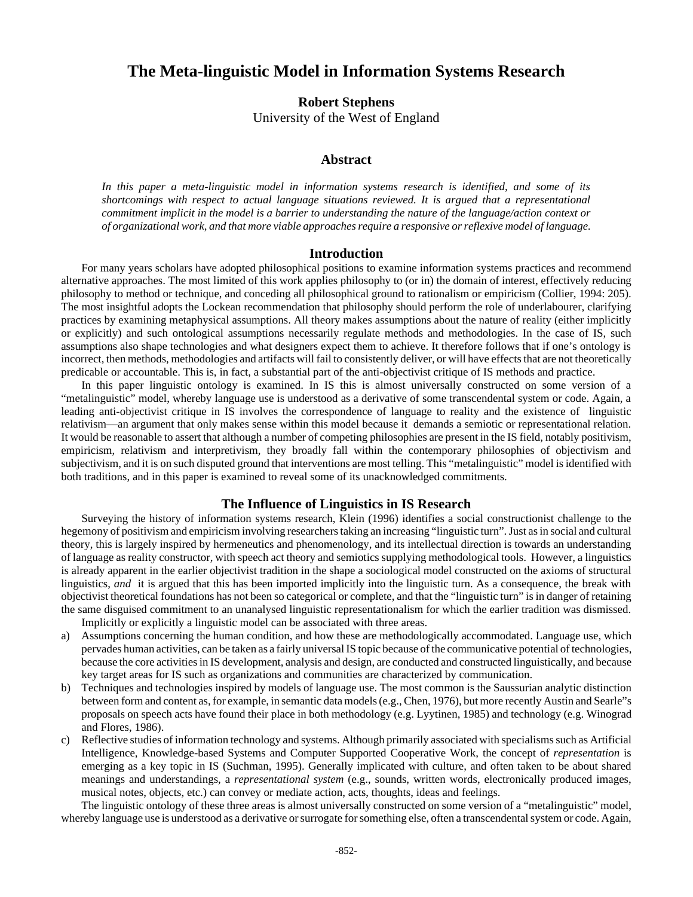# The Meta-linguistic Model in Information Systems Research

**Robert Stephens**
University of the West of England

## Abstract

*In this paper a meta-linguistic model in information systems research is identified, and some of its shortcomings with respect to actual language situations reviewed. It is argued that a representational commitment implicit in the model is a barrier to understanding the nature of the language/action context or of organizational work, and that more viable approaches require a responsive or reflexive model of language.*

## Introduction

For many years scholars have adopted philosophical positions to examine information systems practices and recommend alternative approaches. The most limited of this work applies philosophy to (or in) the domain of interest, effectively reducing philosophy to method or technique, and conceding all philosophical ground to rationalism or empiricism (Collier, 1994: 205). The most insightful adopts the Lockean recommendation that philosophy should perform the role of underlabourer, clarifying practices by examining metaphysical assumptions. All theory makes assumptions about the nature of reality (either implicitly or explicitly) and such ontological assumptions necessarily regulate methods and methodologies. In the case of IS, such assumptions also shape technologies and what designers expect them to achieve. It therefore follows that if one's ontology is incorrect, then methods, methodologies and artifacts will fail to consistently deliver, or will have effects that are not theoretically predicable or accountable. This is, in fact, a substantial part of the anti-objectivist critique of IS methods and practice.

In this paper linguistic ontology is examined. In IS this is almost universally constructed on some version of a "metalinguistic" model, whereby language use is understood as a derivative of some transcendental system or code. Again, a leading anti-objectivist critique in IS involves the correspondence of language to reality and the existence of linguistic relativism—an argument that only makes sense within this model because it demands a semiotic or representational relation. It would be reasonable to assert that although a number of competing philosophies are present in the IS field, notably positivism, empiricism, relativism and interpretivism, they broadly fall within the contemporary philosophies of objectivism and subjectivism, and it is on such disputed ground that interventions are most telling. This "metalinguistic" model is identified with both traditions, and in this paper is examined to reveal some of its unacknowledged commitments.

## The Influence of Linguistics in IS Research

Surveying the history of information systems research, Klein (1996) identifies a social constructionist challenge to the hegemony of positivism and empiricism involving researchers taking an increasing "linguistic turn". Just as in social and cultural theory, this is largely inspired by hermeneutics and phenomenology, and its intellectual direction is towards an understanding of language as reality constructor, with speech act theory and semiotics supplying methodological tools. However, a linguistics is already apparent in the earlier objectivist tradition in the shape a sociological model constructed on the axioms of structural linguistics, *and* it is argued that this has been imported implicitly into the linguistic turn. As a consequence, the break with objectivist theoretical foundations has not been so categorical or complete, and that the "linguistic turn" is in danger of retaining the same disguised commitment to an unanalysed linguistic representationalism for which the earlier tradition was dismissed.

Implicitly or explicitly a linguistic model can be associated with three areas.

a) Assumptions concerning the human condition, and how these are methodologically accommodated. Language use, which pervades human activities, can be taken as a fairly universal IS topic because of the communicative potential of technologies, because the core activities in IS development, analysis and design, are conducted and constructed linguistically, and because key target areas for IS such as organizations and communities are characterized by communication.
b) Techniques and technologies inspired by models of language use. The most common is the Saussurian analytic distinction between form and content as, for example, in semantic data models (e.g., Chen, 1976), but more recently Austin and Searle"s proposals on speech acts have found their place in both methodology (e.g. Lyytinen, 1985) and technology (e.g. Winograd and Flores, 1986).
c) Reflective studies of information technology and systems. Although primarily associated with specialisms such as Artificial Intelligence, Knowledge-based Systems and Computer Supported Cooperative Work, the concept of *representation* is emerging as a key topic in IS (Suchman, 1995). Generally implicated with culture, and often taken to be about shared meanings and understandings, a *representational system* (e.g., sounds, written words, electronically produced images, musical notes, objects, etc.) can convey or mediate action, acts, thoughts, ideas and feelings.

The linguistic ontology of these three areas is almost universally constructed on some version of a "metalinguistic" model, whereby language use is understood as a derivative or surrogate for something else, often a transcendental system or code. Again,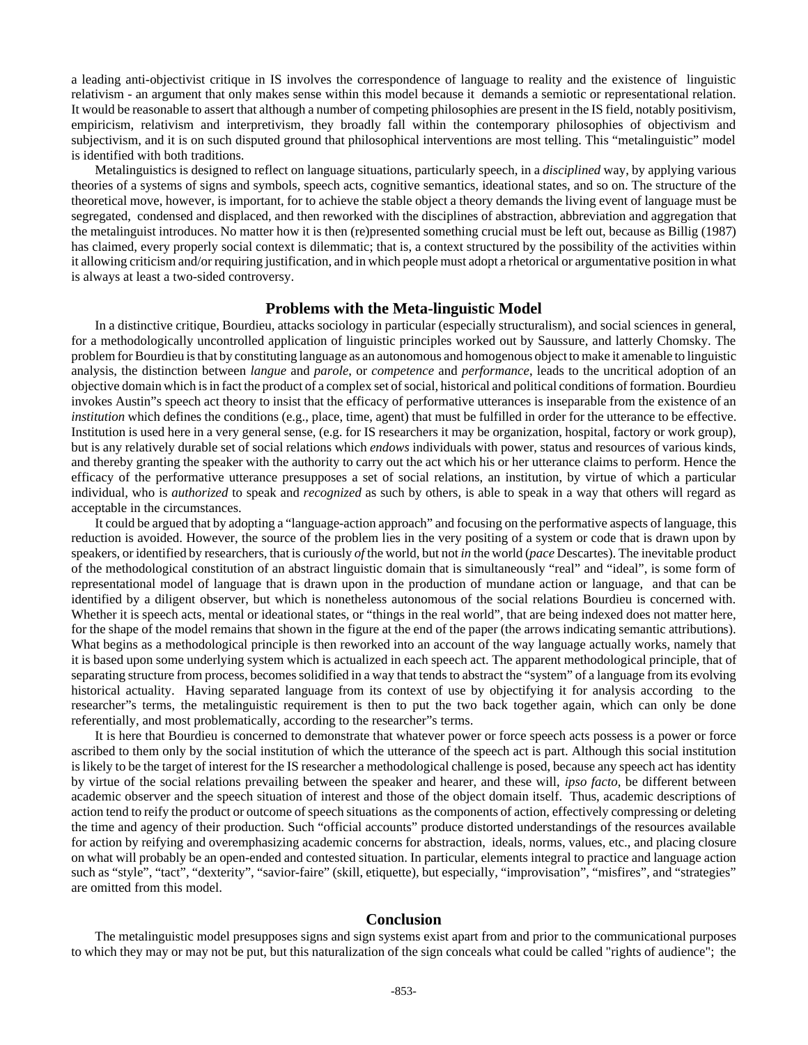a leading anti-objectivist critique in IS involves the correspondence of language to reality and the existence of linguistic relativism - an argument that only makes sense within this model because it demands a semiotic or representational relation. It would be reasonable to assert that although a number of competing philosophies are present in the IS field, notably positivism, empiricism, relativism and interpretivism, they broadly fall within the contemporary philosophies of objectivism and subjectivism, and it is on such disputed ground that philosophical interventions are most telling. This "metalinguistic" model is identified with both traditions.

Metalinguistics is designed to reflect on language situations, particularly speech, in a *disciplined* way, by applying various theories of a systems of signs and symbols, speech acts, cognitive semantics, ideational states, and so on. The structure of the theoretical move, however, is important, for to achieve the stable object a theory demands the living event of language must be segregated, condensed and displaced, and then reworked with the disciplines of abstraction, abbreviation and aggregation that the metalinguist introduces. No matter how it is then (re)presented something crucial must be left out, because as Billig (1987) has claimed, every properly social context is dilemmatic; that is, a context structured by the possibility of the activities within it allowing criticism and/or requiring justification, and in which people must adopt a rhetorical or argumentative position in what is always at least a two-sided controversy.

## Problems with the Meta-linguistic Model

In a distinctive critique, Bourdieu, attacks sociology in particular (especially structuralism), and social sciences in general, for a methodologically uncontrolled application of linguistic principles worked out by Saussure, and latterly Chomsky. The problem for Bourdieu is that by constituting language as an autonomous and homogenous object to make it amenable to linguistic analysis, the distinction between *langue* and *parole*, or *competence* and *performance*, leads to the uncritical adoption of an objective domain which is in fact the product of a complex set of social, historical and political conditions of formation. Bourdieu invokes Austin"s speech act theory to insist that the efficacy of performative utterances is inseparable from the existence of an *institution* which defines the conditions (e.g., place, time, agent) that must be fulfilled in order for the utterance to be effective. Institution is used here in a very general sense, (e.g. for IS researchers it may be organization, hospital, factory or work group), but is any relatively durable set of social relations which *endows* individuals with power, status and resources of various kinds, and thereby granting the speaker with the authority to carry out the act which his or her utterance claims to perform. Hence the efficacy of the performative utterance presupposes a set of social relations, an institution, by virtue of which a particular individual, who is *authorized* to speak and *recognized* as such by others, is able to speak in a way that others will regard as acceptable in the circumstances.

It could be argued that by adopting a "language-action approach" and focusing on the performative aspects of language, this reduction is avoided. However, the source of the problem lies in the very positing of a system or code that is drawn upon by speakers, or identified by researchers, that is curiously *of* the world, but not *in* the world (*pace* Descartes). The inevitable product of the methodological constitution of an abstract linguistic domain that is simultaneously "real" and "ideal", is some form of representational model of language that is drawn upon in the production of mundane action or language, and that can be identified by a diligent observer, but which is nonetheless autonomous of the social relations Bourdieu is concerned with. Whether it is speech acts, mental or ideational states, or "things in the real world", that are being indexed does not matter here, for the shape of the model remains that shown in the figure at the end of the paper (the arrows indicating semantic attributions). What begins as a methodological principle is then reworked into an account of the way language actually works, namely that it is based upon some underlying system which is actualized in each speech act. The apparent methodological principle, that of separating structure from process, becomes solidified in a way that tends to abstract the "system" of a language from its evolving historical actuality. Having separated language from its context of use by objectifying it for analysis according to the researcher"s terms, the metalinguistic requirement is then to put the two back together again, which can only be done referentially, and most problematically, according to the researcher"s terms.

It is here that Bourdieu is concerned to demonstrate that whatever power or force speech acts possess is a power or force ascribed to them only by the social institution of which the utterance of the speech act is part. Although this social institution is likely to be the target of interest for the IS researcher a methodological challenge is posed, because any speech act has identity by virtue of the social relations prevailing between the speaker and hearer, and these will, *ipso facto*, be different between academic observer and the speech situation of interest and those of the object domain itself. Thus, academic descriptions of action tend to reify the product or outcome of speech situations as the components of action, effectively compressing or deleting the time and agency of their production. Such "official accounts" produce distorted understandings of the resources available for action by reifying and overemphasizing academic concerns for abstraction, ideals, norms, values, etc., and placing closure on what will probably be an open-ended and contested situation. In particular, elements integral to practice and language action such as "style", "tact", "dexterity", "savior-faire" (skill, etiquette), but especially, "improvisation", "misfires", and "strategies" are omitted from this model.

## Conclusion

The metalinguistic model presupposes signs and sign systems exist apart from and prior to the communicational purposes to which they may or may not be put, but this naturalization of the sign conceals what could be called "rights of audience"; the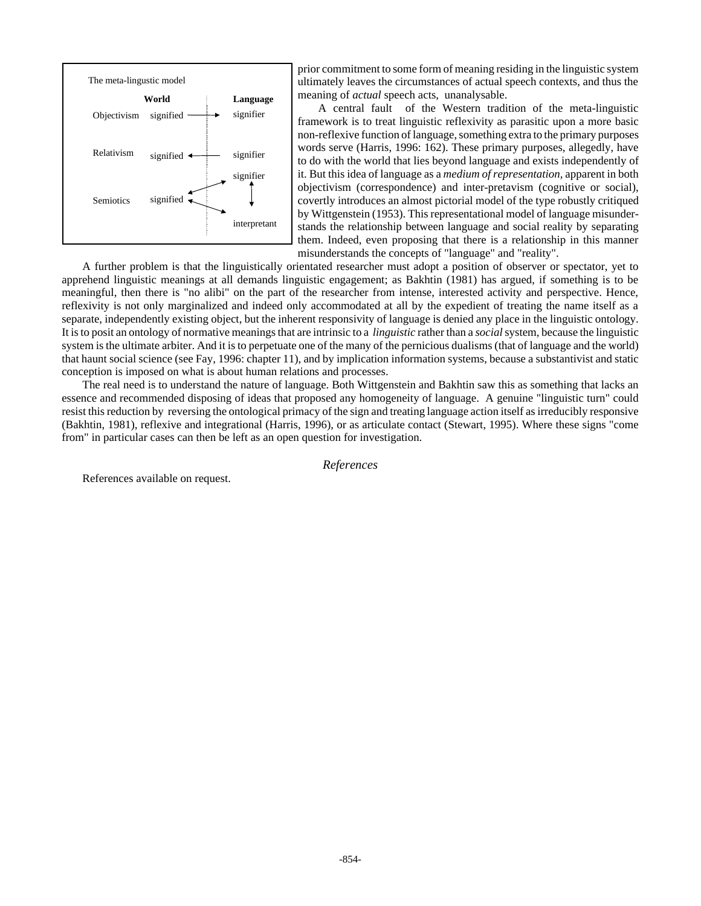The meta-lingustic model

World | Language

Objectivism signified → signifier

Relativism signified ← signifier

Semiotics signified signifier interpretant

prior commitment to some form of meaning residing in the linguistic system ultimately leaves the circumstances of actual speech contexts, and thus the meaning of *actual* speech acts, unanalysable.

A central fault of the Western tradition of the meta-linguistic framework is to treat linguistic reflexivity as parasitic upon a more basic non-reflexive function of language, something extra to the primary purposes words serve (Harris, 1996: 162). These primary purposes, allegedly, have to do with the world that lies beyond language and exists independently of it. But this idea of language as a *medium of representation,* apparent in both objectivism (correspondence) and inter-pretavism (cognitive or social), covertly introduces an almost pictorial model of the type robustly critiqued by Wittgenstein (1953). This representational model of language misunderstands the relationship between language and social reality by separating them. Indeed, even proposing that there is a relationship in this manner misunderstands the concepts of "language" and "reality".

A further problem is that the linguistically orientated researcher must adopt a position of observer or spectator, yet to apprehend linguistic meanings at all demands linguistic engagement; as Bakhtin (1981) has argued, if something is to be meaningful, then there is "no alibi" on the part of the researcher from intense, interested activity and perspective. Hence, reflexivity is not only marginalized and indeed only accommodated at all by the expedient of treating the name itself as a separate, independently existing object, but the inherent responsivity of language is denied any place in the linguistic ontology. It is to posit an ontology of normative meanings that are intrinsic to a *linguistic* rather than a *social* system, because the linguistic system is the ultimate arbiter. And it is to perpetuate one of the many of the pernicious dualisms (that of language and the world) that haunt social science (see Fay, 1996: chapter 11), and by implication information systems, because a substantivist and static conception is imposed on what is about human relations and processes.

The real need is to understand the nature of language. Both Wittgenstein and Bakhtin saw this as something that lacks an essence and recommended disposing of ideas that proposed any homogeneity of language. A genuine "linguistic turn" could resist this reduction by reversing the ontological primacy of the sign and treating language action itself as irreducibly responsive (Bakhtin, 1981), reflexive and integrational (Harris, 1996), or as articulate contact (Stewart, 1995). Where these signs "come from" in particular cases can then be left as an open question for investigation.

## *References*

References available on request.